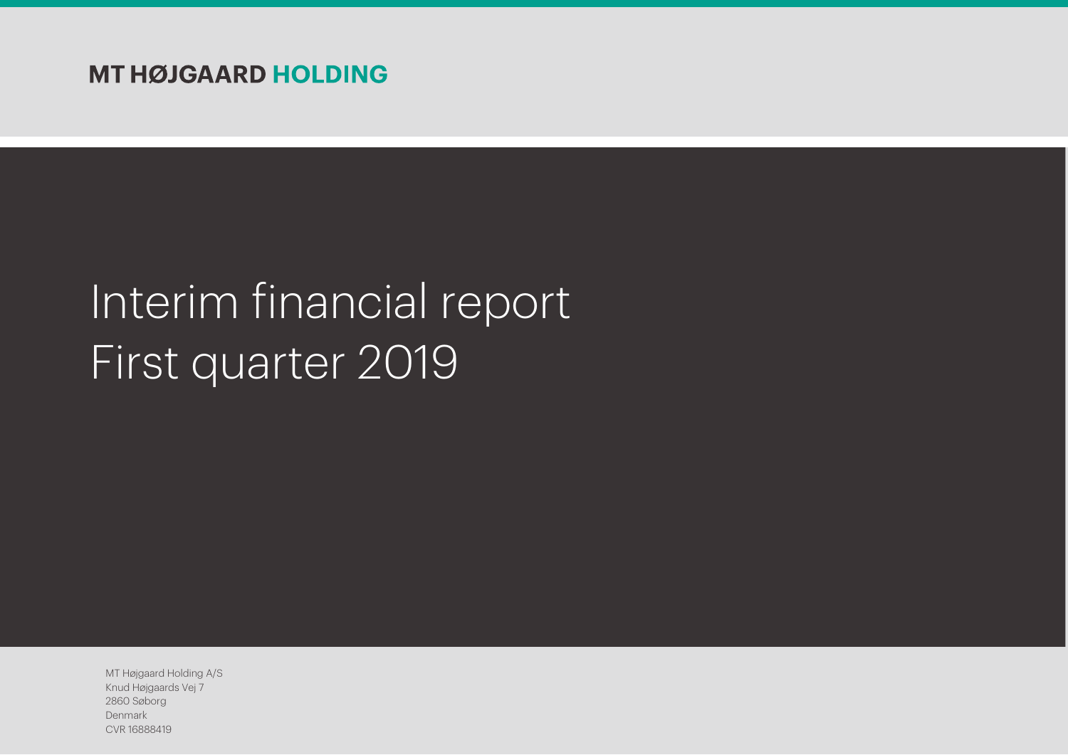**MT HØJGAARD HOLDING**

# Interim financial report
# First quarter 2019

MT Højgaard Holding A/S
Knud Højgaards Vej 7
2860 Søborg
Denmark
CVR 16888419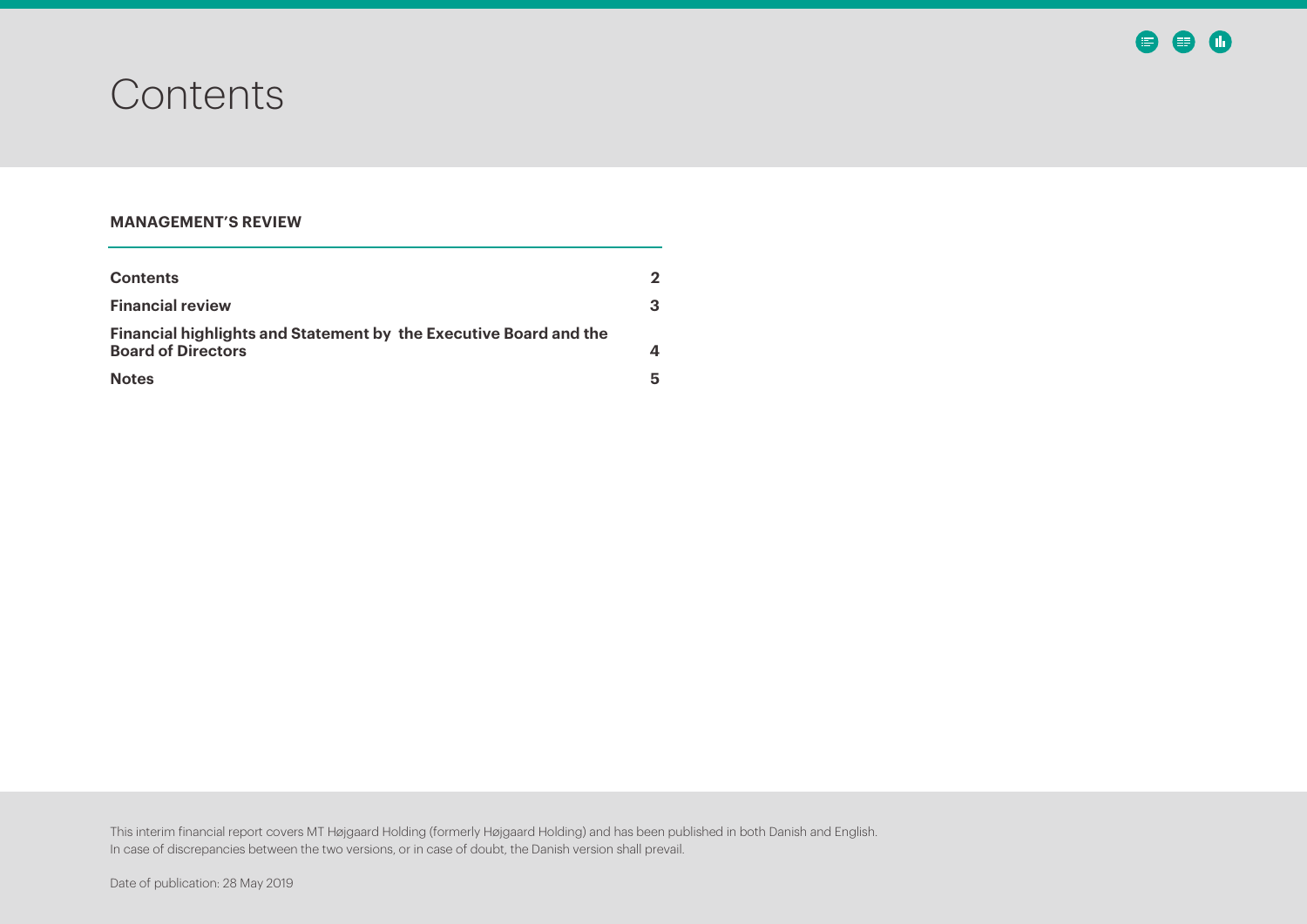# Contents

## MANAGEMENT'S REVIEW

| | |
|---|---|
| **Contents** | **2** |
| **Financial review** | **3** |
| **Financial highlights and Statement by the Executive Board and the Board of Directors** | **4** |
| **Notes** | **5** |

This interim financial report covers MT Højgaard Holding (formerly Højgaard Holding) and has been published in both Danish and English. In case of discrepancies between the two versions, or in case of doubt, the Danish version shall prevail.

Date of publication: 28 May 2019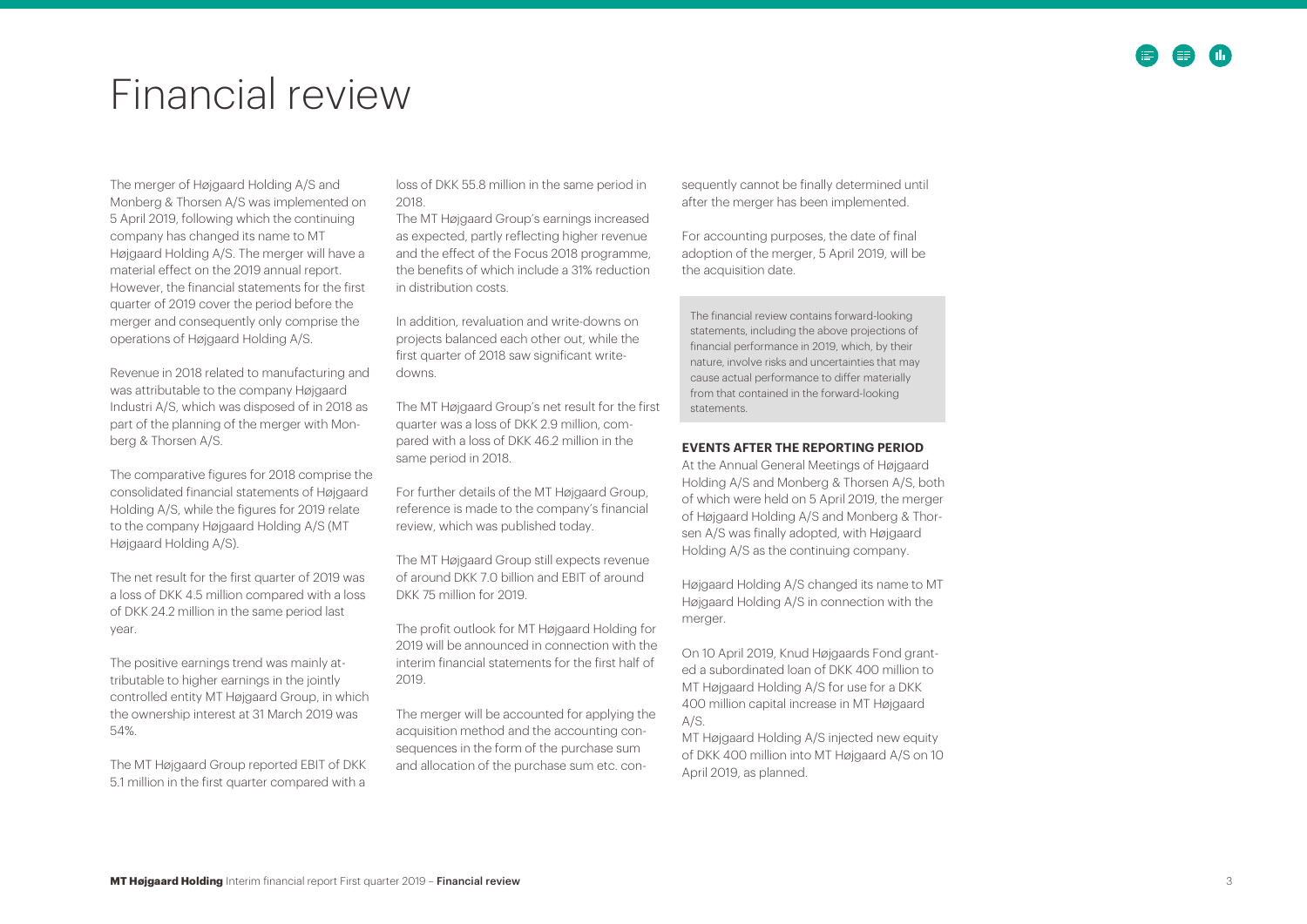# Financial review

The merger of Højgaard Holding A/S and Monberg & Thorsen A/S was implemented on 5 April 2019, following which the continuing company has changed its name to MT Højgaard Holding A/S. The merger will have a material effect on the 2019 annual report. However, the financial statements for the first quarter of 2019 cover the period before the merger and consequently only comprise the operations of Højgaard Holding A/S.

Revenue in 2018 related to manufacturing and was attributable to the company Højgaard Industri A/S, which was disposed of in 2018 as part of the planning of the merger with Monberg & Thorsen A/S.

The comparative figures for 2018 comprise the consolidated financial statements of Højgaard Holding A/S, while the figures for 2019 relate to the company Højgaard Holding A/S (MT Højgaard Holding A/S).

The net result for the first quarter of 2019 was a loss of DKK 4.5 million compared with a loss of DKK 24.2 million in the same period last year.

The positive earnings trend was mainly attributable to higher earnings in the jointly controlled entity MT Højgaard Group, in which the ownership interest at 31 March 2019 was 54%.

The MT Højgaard Group reported EBIT of DKK 5.1 million in the first quarter compared with a loss of DKK 55.8 million in the same period in 2018.

The MT Højgaard Group's earnings increased as expected, partly reflecting higher revenue and the effect of the Focus 2018 programme, the benefits of which include a 31% reduction in distribution costs.

In addition, revaluation and write-downs on projects balanced each other out, while the first quarter of 2018 saw significant write-downs.

The MT Højgaard Group's net result for the first quarter was a loss of DKK 2.9 million, compared with a loss of DKK 46.2 million in the same period in 2018.

For further details of the MT Højgaard Group, reference is made to the company's financial review, which was published today.

The MT Højgaard Group still expects revenue of around DKK 7.0 billion and EBIT of around DKK 75 million for 2019.

The profit outlook for MT Højgaard Holding for 2019 will be announced in connection with the interim financial statements for the first half of 2019.

The merger will be accounted for applying the acquisition method and the accounting consequences in the form of the purchase sum and allocation of the purchase sum etc. consequently cannot be finally determined until after the merger has been implemented.

For accounting purposes, the date of final adoption of the merger, 5 April 2019, will be the acquisition date.

The financial review contains forward-looking statements, including the above projections of financial performance in 2019, which, by their nature, involve risks and uncertainties that may cause actual performance to differ materially from that contained in the forward-looking statements.

**EVENTS AFTER THE REPORTING PERIOD**

At the Annual General Meetings of Højgaard Holding A/S and Monberg & Thorsen A/S, both of which were held on 5 April 2019, the merger of Højgaard Holding A/S and Monberg & Thorsen A/S was finally adopted, with Højgaard Holding A/S as the continuing company.

Højgaard Holding A/S changed its name to MT Højgaard Holding A/S in connection with the merger.

On 10 April 2019, Knud Højgaards Fond granted a subordinated loan of DKK 400 million to MT Højgaard Holding A/S for use for a DKK 400 million capital increase in MT Højgaard A/S.

MT Højgaard Holding A/S injected new equity of DKK 400 million into MT Højgaard A/S on 10 April 2019, as planned.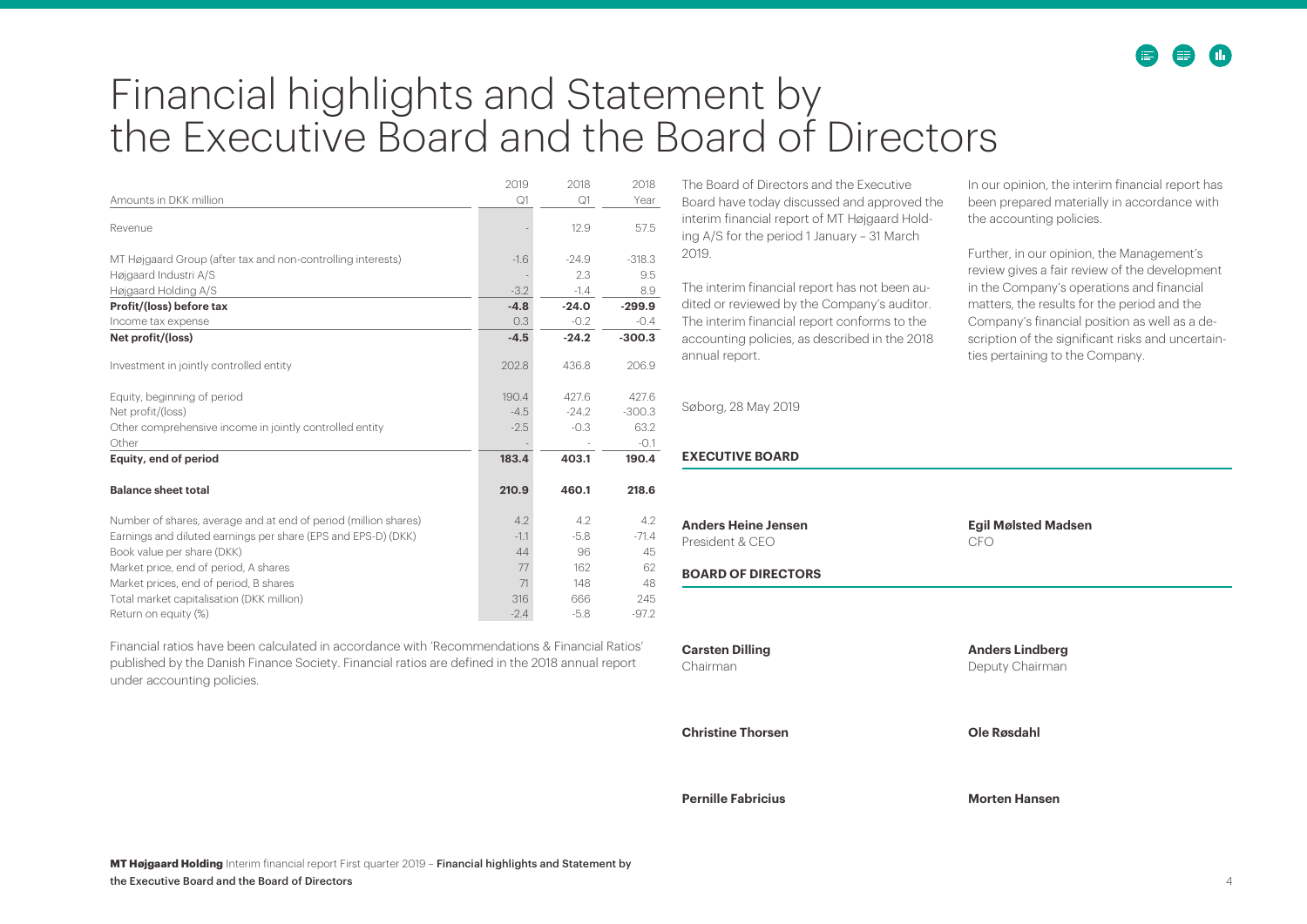# Financial highlights and Statement by the Executive Board and the Board of Directors

| Amounts in DKK million | 2019 Q1 | 2018 Q1 | 2018 Year |
|---|---|---|---|
| Revenue | - | 12.9 | 57.5 |
| | | | |
| MT Højgaard Group (after tax and non-controlling interests) | -1.6 | -24.9 | -318.3 |
| Højgaard Industri A/S | - | 2.3 | 9.5 |
| Højgaard Holding A/S | -3.2 | -1.4 | 8.9 |
| **Profit/(loss) before tax** | **-4.8** | **-24.0** | **-299.9** |
| Income tax expense | 0.3 | -0.2 | -0.4 |
| **Net profit/(loss)** | **-4.5** | **-24.2** | **-300.3** |
| | | | |
| Investment in jointly controlled entity | 202.8 | 436.8 | 206.9 |
| | | | |
| Equity, beginning of period | 190.4 | 427.6 | 427.6 |
| Net profit/(loss) | -4.5 | -24.2 | -300.3 |
| Other comprehensive income in jointly controlled entity | -2.5 | -0.3 | 63.2 |
| Other | - | - | -0.1 |
| **Equity, end of period** | **183.4** | **403.1** | **190.4** |
| | | | |
| **Balance sheet total** | **210.9** | **460.1** | **218.6** |
| | | | |
| Number of shares, average and at end of period (million shares) | 4.2 | 4.2 | 4.2 |
| Earnings and diluted earnings per share (EPS and EPS-D) (DKK) | -1.1 | -5.8 | -71.4 |
| Book value per share (DKK) | 44 | 96 | 45 |
| Market price, end of period, A shares | 77 | 162 | 62 |
| Market prices, end of period, B shares | 71 | 148 | 48 |
| Total market capitalisation (DKK million) | 316 | 666 | 245 |
| Return on equity (%) | -2.4 | -5.8 | -97.2 |

Financial ratios have been calculated in accordance with 'Recommendations & Financial Ratios' published by the Danish Finance Society. Financial ratios are defined in the 2018 annual report under accounting policies.

The Board of Directors and the Executive Board have today discussed and approved the interim financial report of MT Højgaard Holding A/S for the period 1 January – 31 March 2019.

The interim financial report has not been audited or reviewed by the Company's auditor. The interim financial report conforms to the accounting policies, as described in the 2018 annual report.

In our opinion, the interim financial report has been prepared materially in accordance with the accounting policies.

Further, in our opinion, the Management's review gives a fair review of the development in the Company's operations and financial matters, the results for the period and the Company's financial position as well as a description of the significant risks and uncertainties pertaining to the Company.

Søborg, 28 May 2019

**EXECUTIVE BOARD**

**Anders Heine Jensen**
President & CEO

**Egil Mølsted Madsen**
CFO

**BOARD OF DIRECTORS**

**Carsten Dilling**
Chairman

**Anders Lindberg**
Deputy Chairman

**Christine Thorsen**

**Ole Røsdahl**

**Pernille Fabricius**

**Morten Hansen**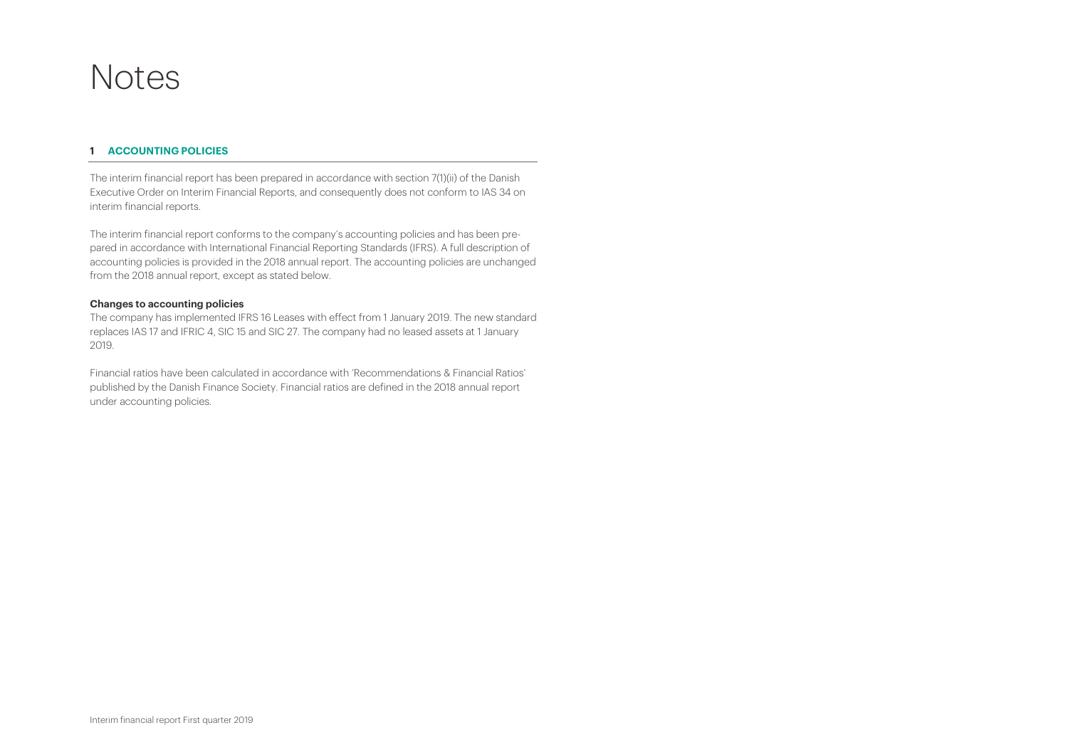# Notes

## 1 ACCOUNTING POLICIES

The interim financial report has been prepared in accordance with section 7(1)(ii) of the Danish Executive Order on Interim Financial Reports, and consequently does not conform to IAS 34 on interim financial reports.

The interim financial report conforms to the company's accounting policies and has been prepared in accordance with International Financial Reporting Standards (IFRS). A full description of accounting policies is provided in the 2018 annual report. The accounting policies are unchanged from the 2018 annual report, except as stated below.

**Changes to accounting policies**

The company has implemented IFRS 16 Leases with effect from 1 January 2019. The new standard replaces IAS 17 and IFRIC 4, SIC 15 and SIC 27. The company had no leased assets at 1 January 2019.

Financial ratios have been calculated in accordance with 'Recommendations & Financial Ratios' published by the Danish Finance Society. Financial ratios are defined in the 2018 annual report under accounting policies.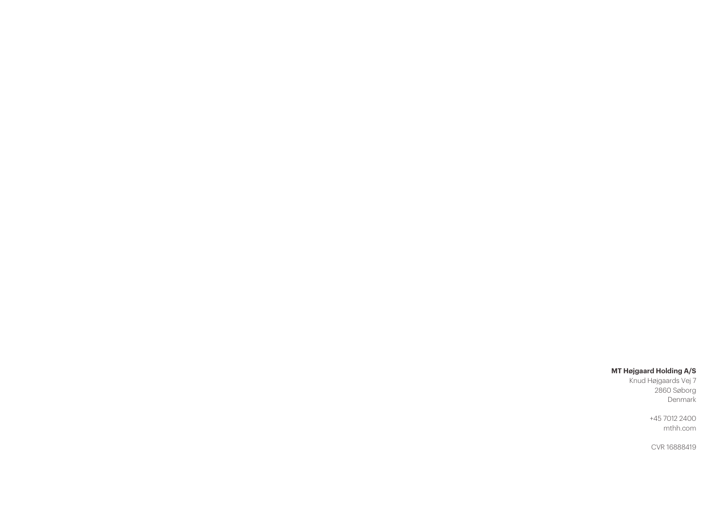**MT Højgaard Holding A/S**
Knud Højgaards Vej 7
2860 Søborg
Denmark

+45 7012 2400
mthh.com

CVR 16888419